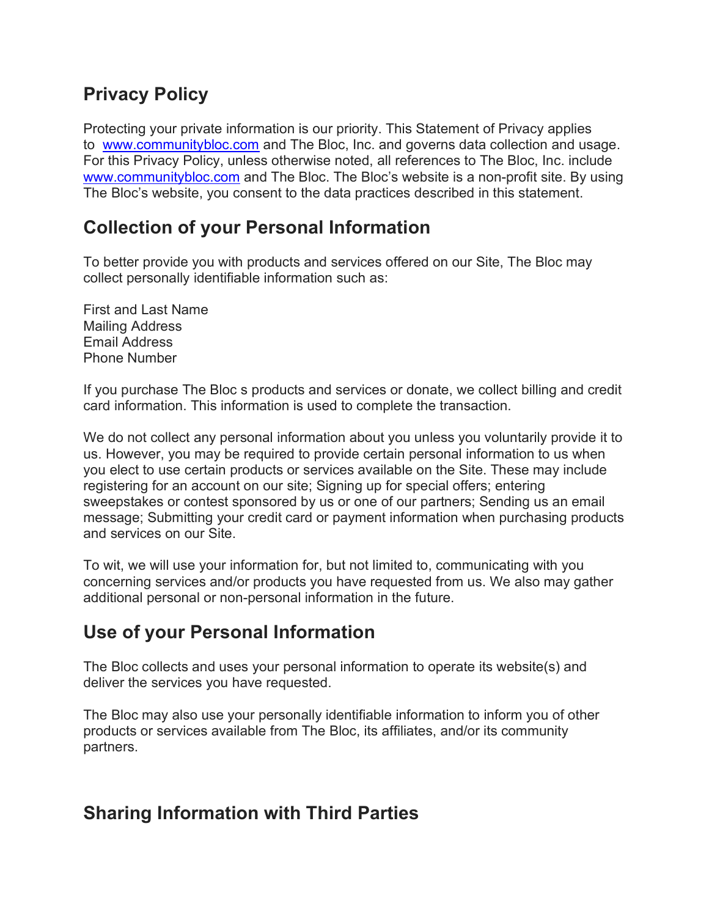## Privacy Policy

Protecting your private information is our priority. This Statement of Privacy applies to [www.communitybloc.com](http://www.communitybloc.com) and The Bloc, Inc. and governs data collection and usage. For this Privacy Policy, unless otherwise noted, all references to The Bloc, Inc. include [www.communitybloc.com](http://www.communitybloc.com) and The Bloc. The Bloc's website is a non-profit site. By using The Bloc's website, you consent to the data practices described in this statement.

## Collection of your Personal Information

To better provide you with products and services offered on our Site, The Bloc may collect personally identifiable information such as:

First and Last Name
Mailing Address
Email Address
Phone Number

If you purchase The Bloc s products and services or donate, we collect billing and credit card information. This information is used to complete the transaction.

We do not collect any personal information about you unless you voluntarily provide it to us. However, you may be required to provide certain personal information to us when you elect to use certain products or services available on the Site. These may include registering for an account on our site; Signing up for special offers; entering sweepstakes or contest sponsored by us or one of our partners; Sending us an email message; Submitting your credit card or payment information when purchasing products and services on our Site.

To wit, we will use your information for, but not limited to, communicating with you concerning services and/or products you have requested from us. We also may gather additional personal or non-personal information in the future.

## Use of your Personal Information

The Bloc collects and uses your personal information to operate its website(s) and deliver the services you have requested.

The Bloc may also use your personally identifiable information to inform you of other products or services available from The Bloc, its affiliates, and/or its community partners.

## Sharing Information with Third Parties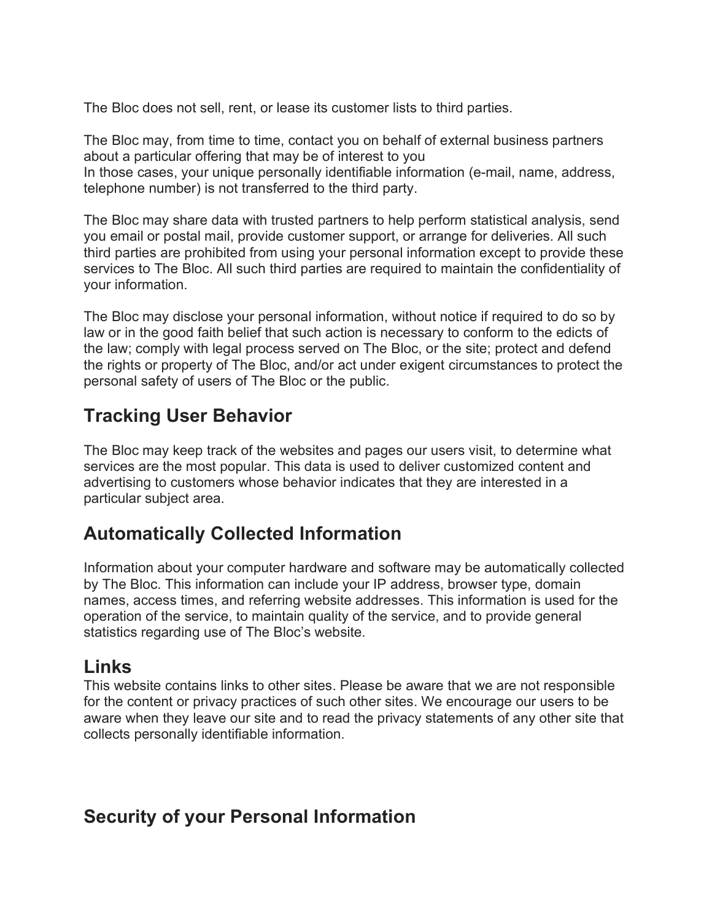The Bloc does not sell, rent, or lease its customer lists to third parties.

The Bloc may, from time to time, contact you on behalf of external business partners about a particular offering that may be of interest to you
In those cases, your unique personally identifiable information (e-mail, name, address, telephone number) is not transferred to the third party.

The Bloc may share data with trusted partners to help perform statistical analysis, send you email or postal mail, provide customer support, or arrange for deliveries. All such third parties are prohibited from using your personal information except to provide these services to The Bloc. All such third parties are required to maintain the confidentiality of your information.

The Bloc may disclose your personal information, without notice if required to do so by law or in the good faith belief that such action is necessary to conform to the edicts of the law; comply with legal process served on The Bloc, or the site; protect and defend the rights or property of The Bloc, and/or act under exigent circumstances to protect the personal safety of users of The Bloc or the public.

## Tracking User Behavior

The Bloc may keep track of the websites and pages our users visit, to determine what services are the most popular. This data is used to deliver customized content and advertising to customers whose behavior indicates that they are interested in a particular subject area.

## Automatically Collected Information

Information about your computer hardware and software may be automatically collected by The Bloc. This information can include your IP address, browser type, domain names, access times, and referring website addresses. This information is used for the operation of the service, to maintain quality of the service, and to provide general statistics regarding use of The Bloc's website.

## Links

This website contains links to other sites. Please be aware that we are not responsible for the content or privacy practices of such other sites. We encourage our users to be aware when they leave our site and to read the privacy statements of any other site that collects personally identifiable information.

## Security of your Personal Information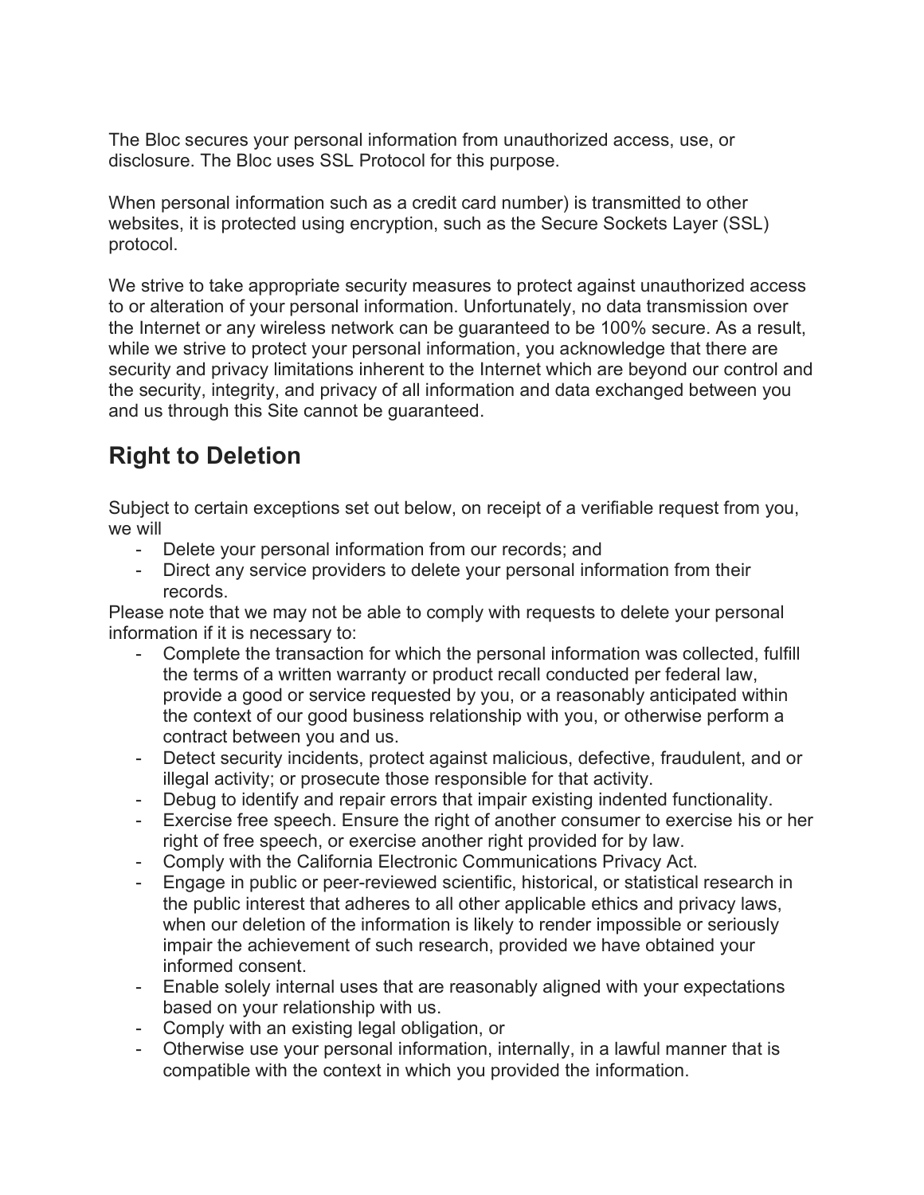The Bloc secures your personal information from unauthorized access, use, or disclosure. The Bloc uses SSL Protocol for this purpose.

When personal information such as a credit card number) is transmitted to other websites, it is protected using encryption, such as the Secure Sockets Layer (SSL) protocol.

We strive to take appropriate security measures to protect against unauthorized access to or alteration of your personal information. Unfortunately, no data transmission over the Internet or any wireless network can be guaranteed to be 100% secure. As a result, while we strive to protect your personal information, you acknowledge that there are security and privacy limitations inherent to the Internet which are beyond our control and the security, integrity, and privacy of all information and data exchanged between you and us through this Site cannot be guaranteed.

## Right to Deletion

Subject to certain exceptions set out below, on receipt of a verifiable request from you, we will

- Delete your personal information from our records; and
- Direct any service providers to delete your personal information from their records.

Please note that we may not be able to comply with requests to delete your personal information if it is necessary to:

- Complete the transaction for which the personal information was collected, fulfill the terms of a written warranty or product recall conducted per federal law, provide a good or service requested by you, or a reasonably anticipated within the context of our good business relationship with you, or otherwise perform a contract between you and us.
- Detect security incidents, protect against malicious, defective, fraudulent, and or illegal activity; or prosecute those responsible for that activity.
- Debug to identify and repair errors that impair existing indented functionality.
- Exercise free speech. Ensure the right of another consumer to exercise his or her right of free speech, or exercise another right provided for by law.
- Comply with the California Electronic Communications Privacy Act.
- Engage in public or peer-reviewed scientific, historical, or statistical research in the public interest that adheres to all other applicable ethics and privacy laws, when our deletion of the information is likely to render impossible or seriously impair the achievement of such research, provided we have obtained your informed consent.
- Enable solely internal uses that are reasonably aligned with your expectations based on your relationship with us.
- Comply with an existing legal obligation, or
- Otherwise use your personal information, internally, in a lawful manner that is compatible with the context in which you provided the information.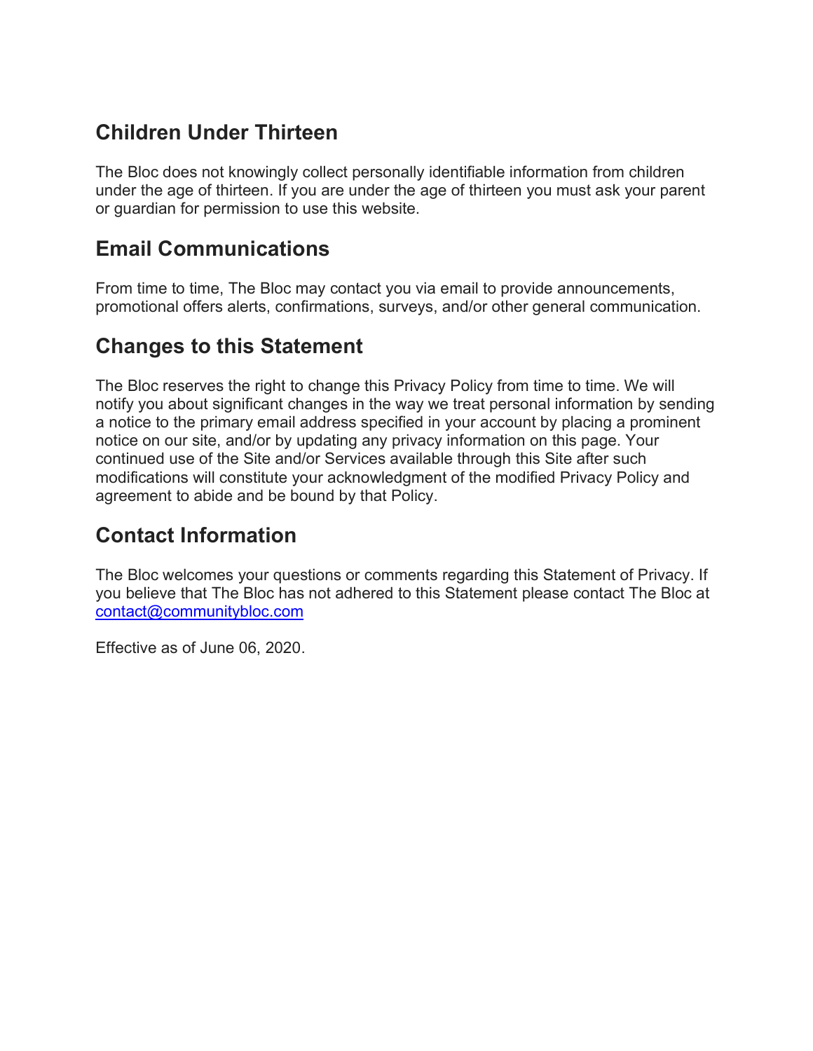## Children Under Thirteen

The Bloc does not knowingly collect personally identifiable information from children under the age of thirteen. If you are under the age of thirteen you must ask your parent or guardian for permission to use this website.

## Email Communications

From time to time, The Bloc may contact you via email to provide announcements, promotional offers alerts, confirmations, surveys, and/or other general communication.

## Changes to this Statement

The Bloc reserves the right to change this Privacy Policy from time to time. We will notify you about significant changes in the way we treat personal information by sending a notice to the primary email address specified in your account by placing a prominent notice on our site, and/or by updating any privacy information on this page. Your continued use of the Site and/or Services available through this Site after such modifications will constitute your acknowledgment of the modified Privacy Policy and agreement to abide and be bound by that Policy.

## Contact Information

The Bloc welcomes your questions or comments regarding this Statement of Privacy. If you believe that The Bloc has not adhered to this Statement please contact The Bloc at [contact@communitybloc.com](mailto:contact@communitybloc.com)

Effective as of June 06, 2020.